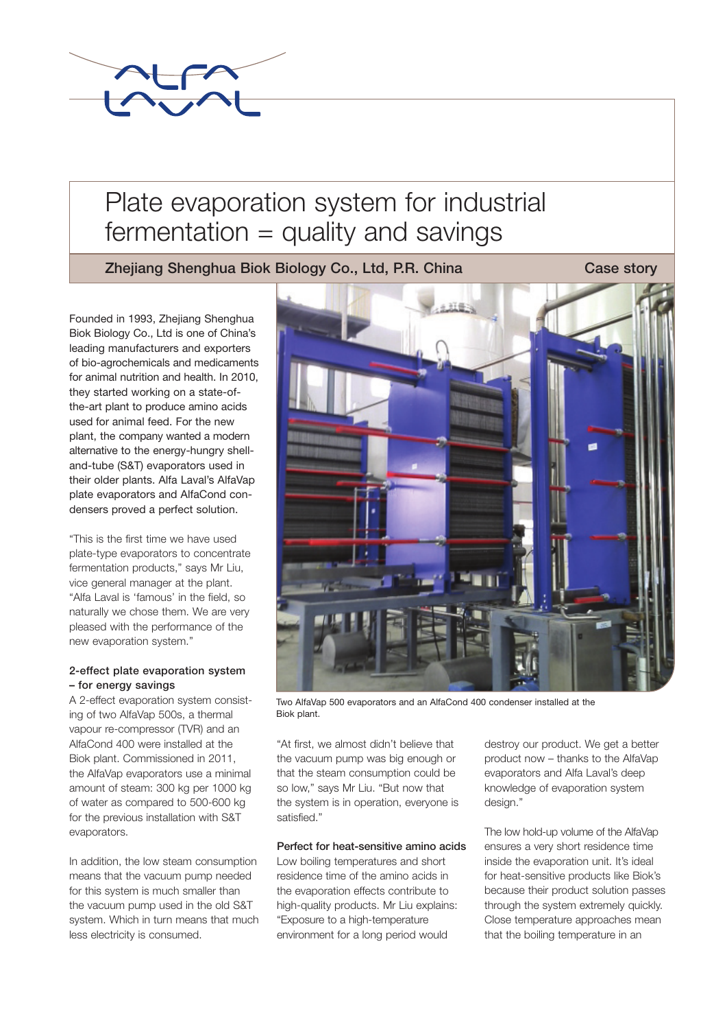# Plate evaporation system for industrial fermentation = quality and savings

**Zhejiang Shenghua Biok Biology Co., Ltd, P.R. China** — **Case story**

Founded in 1993, Zhejiang Shenghua Biok Biology Co., Ltd is one of China's leading manufacturers and exporters of bio-agrochemicals and medicaments for animal nutrition and health. In 2010, they started working on a state-of-the-art plant to produce amino acids used for animal feed. For the new plant, the company wanted a modern alternative to the energy-hungry shell-and-tube (S&T) evaporators used in their older plants. Alfa Laval's AlfaVap plate evaporators and AlfaCond condensers proved a perfect solution.

"This is the first time we have used plate-type evaporators to concentrate fermentation products," says Mr Liu, vice general manager at the plant. "Alfa Laval is 'famous' in the field, so naturally we chose them. We are very pleased with the performance of the new evaporation system."

### 2-effect plate evaporation system – for energy savings

A 2-effect evaporation system consisting of two AlfaVap 500s, a thermal vapour re-compressor (TVR) and an AlfaCond 400 were installed at the Biok plant. Commissioned in 2011, the AlfaVap evaporators use a minimal amount of steam: 300 kg per 1000 kg of water as compared to 500-600 kg for the previous installation with S&T evaporators.

In addition, the low steam consumption means that the vacuum pump needed for this system is much smaller than the vacuum pump used in the old S&T system. Which in turn means that much less electricity is consumed.

Two AlfaVap 500 evaporators and an AlfaCond 400 condenser installed at the Biok plant.

"At first, we almost didn't believe that the vacuum pump was big enough or that the steam consumption could be so low," says Mr Liu. "But now that the system is in operation, everyone is satisfied."

### Perfect for heat-sensitive amino acids

Low boiling temperatures and short residence time of the amino acids in the evaporation effects contribute to high-quality products. Mr Liu explains: "Exposure to a high-temperature environment for a long period would destroy our product. We get a better product now – thanks to the AlfaVap evaporators and Alfa Laval's deep knowledge of evaporation system design."

The low hold-up volume of the AlfaVap ensures a very short residence time inside the evaporation unit. It's ideal for heat-sensitive products like Biok's because their product solution passes through the system extremely quickly. Close temperature approaches mean that the boiling temperature in an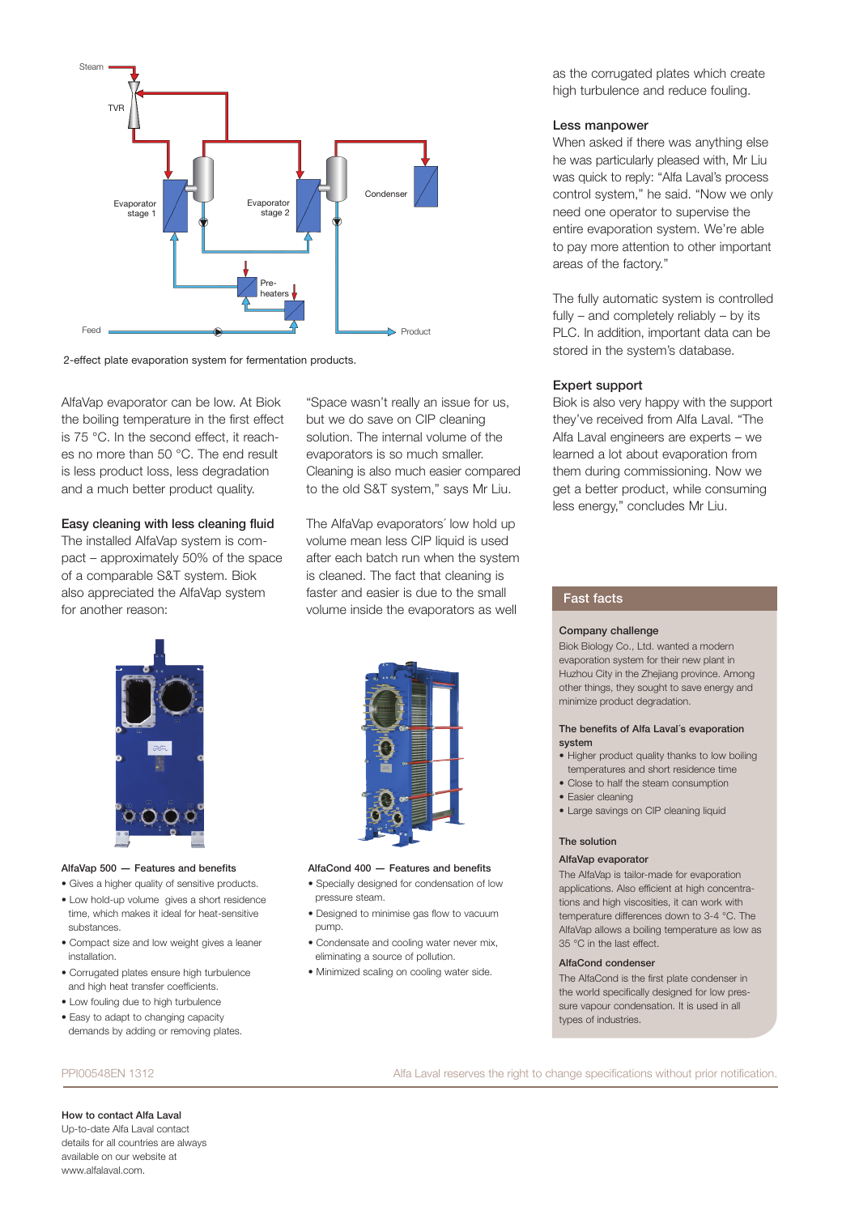Steam

TVR

Evaporator stage 1

Evaporator stage 2

Condenser

Pre-heaters

Feed

Product

2-effect plate evaporation system for fermentation products.

AlfaVap evaporator can be low. At Biok the boiling temperature in the first effect is 75 °C. In the second effect, it reaches no more than 50 °C. The end result is less product loss, less degradation and a much better product quality.

### Easy cleaning with less cleaning fluid

The installed AlfaVap system is compact – approximately 50% of the space of a comparable S&T system. Biok also appreciated the AlfaVap system for another reason:

"Space wasn't really an issue for us, but we do save on CIP cleaning solution. The internal volume of the evaporators is so much smaller. Cleaning is also much easier compared to the old S&T system," says Mr Liu.

The AlfaVap evaporators´ low hold up volume mean less CIP liquid is used after each batch run when the system is cleaned. The fact that cleaning is faster and easier is due to the small volume inside the evaporators as well as the corrugated plates which create high turbulence and reduce fouling.

### Less manpower

When asked if there was anything else he was particularly pleased with, Mr Liu was quick to reply: "Alfa Laval's process control system," he said. "Now we only need one operator to supervise the entire evaporation system. We're able to pay more attention to other important areas of the factory."

The fully automatic system is controlled fully – and completely reliably – by its PLC. In addition, important data can be stored in the system's database.

### Expert support

Biok is also very happy with the support they've received from Alfa Laval. "The Alfa Laval engineers are experts – we learned a lot about evaporation from them during commissioning. Now we get a better product, while consuming less energy," concludes Mr Liu.

**AlfaVap 500 — Features and benefits**

- Gives a higher quality of sensitive products.
- Low hold-up volume gives a short residence time, which makes it ideal for heat-sensitive substances.
- Compact size and low weight gives a leaner installation.
- Corrugated plates ensure high turbulence and high heat transfer coefficients.
- Low fouling due to high turbulence
- Easy to adapt to changing capacity demands by adding or removing plates.

**AlfaCond 400 — Features and benefits**

- Specially designed for condensation of low pressure steam.
- Designed to minimise gas flow to vacuum pump.
- Condensate and cooling water never mix, eliminating a source of pollution.
- Minimized scaling on cooling water side.

## Fast facts

**Company challenge**

Biok Biology Co., Ltd. wanted a modern evaporation system for their new plant in Huzhou City in the Zhejiang province. Among other things, they sought to save energy and minimize product degradation.

**The benefits of Alfa Laval´s evaporation system**

- Higher product quality thanks to low boiling temperatures and short residence time
- Close to half the steam consumption
- Easier cleaning
- Large savings on CIP cleaning liquid

**The solution**

**AlfaVap evaporator**

The AlfaVap is tailor-made for evaporation applications. Also efficient at high concentrations and high viscosities, it can work with temperature differences down to 3-4 °C. The AlfaVap allows a boiling temperature as low as 35 °C in the last effect.

**AlfaCond condenser**

The AlfaCond is the first plate condenser in the world specifically designed for low pressure vapour condensation. It is used in all types of industries.

PPI00548EN 1312

Alfa Laval reserves the right to change specifications without prior notification.

**How to contact Alfa Laval**

Up-to-date Alfa Laval contact details for all countries are always available on our website at www.alfalaval.com.